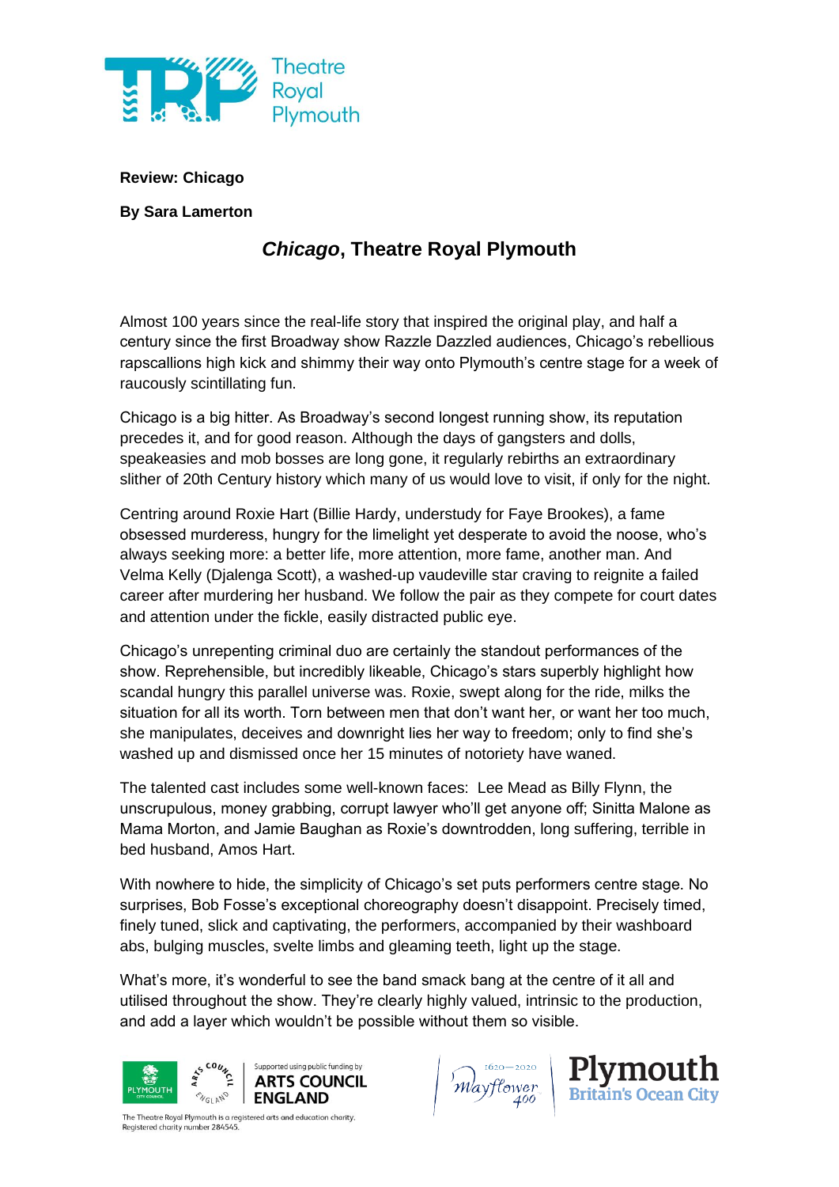**Review: Chicago**

**By Sara Lamerton**

## *Chicago*, Theatre Royal Plymouth

Almost 100 years since the real-life story that inspired the original play, and half a century since the first Broadway show Razzle Dazzled audiences, Chicago's rebellious rapscallions high kick and shimmy their way onto Plymouth's centre stage for a week of raucously scintillating fun.

Chicago is a big hitter. As Broadway's second longest running show, its reputation precedes it, and for good reason. Although the days of gangsters and dolls, speakeasies and mob bosses are long gone, it regularly rebirths an extraordinary slither of 20th Century history which many of us would love to visit, if only for the night.

Centring around Roxie Hart (Billie Hardy, understudy for Faye Brookes), a fame obsessed murderess, hungry for the limelight yet desperate to avoid the noose, who's always seeking more: a better life, more attention, more fame, another man. And Velma Kelly (Djalenga Scott), a washed-up vaudeville star craving to reignite a failed career after murdering her husband. We follow the pair as they compete for court dates and attention under the fickle, easily distracted public eye.

Chicago's unrepenting criminal duo are certainly the standout performances of the show. Reprehensible, but incredibly likeable, Chicago's stars superbly highlight how scandal hungry this parallel universe was. Roxie, swept along for the ride, milks the situation for all its worth. Torn between men that don't want her, or want her too much, she manipulates, deceives and downright lies her way to freedom; only to find she's washed up and dismissed once her 15 minutes of notoriety have waned.

The talented cast includes some well-known faces: Lee Mead as Billy Flynn, the unscrupulous, money grabbing, corrupt lawyer who'll get anyone off; Sinitta Malone as Mama Morton, and Jamie Baughan as Roxie's downtrodden, long suffering, terrible in bed husband, Amos Hart.

With nowhere to hide, the simplicity of Chicago's set puts performers centre stage. No surprises, Bob Fosse's exceptional choreography doesn't disappoint. Precisely timed, finely tuned, slick and captivating, the performers, accompanied by their washboard abs, bulging muscles, svelte limbs and gleaming teeth, light up the stage.

What's more, it's wonderful to see the band smack bang at the centre of it all and utilised throughout the show. They're clearly highly valued, intrinsic to the production, and add a layer which wouldn't be possible without them so visible.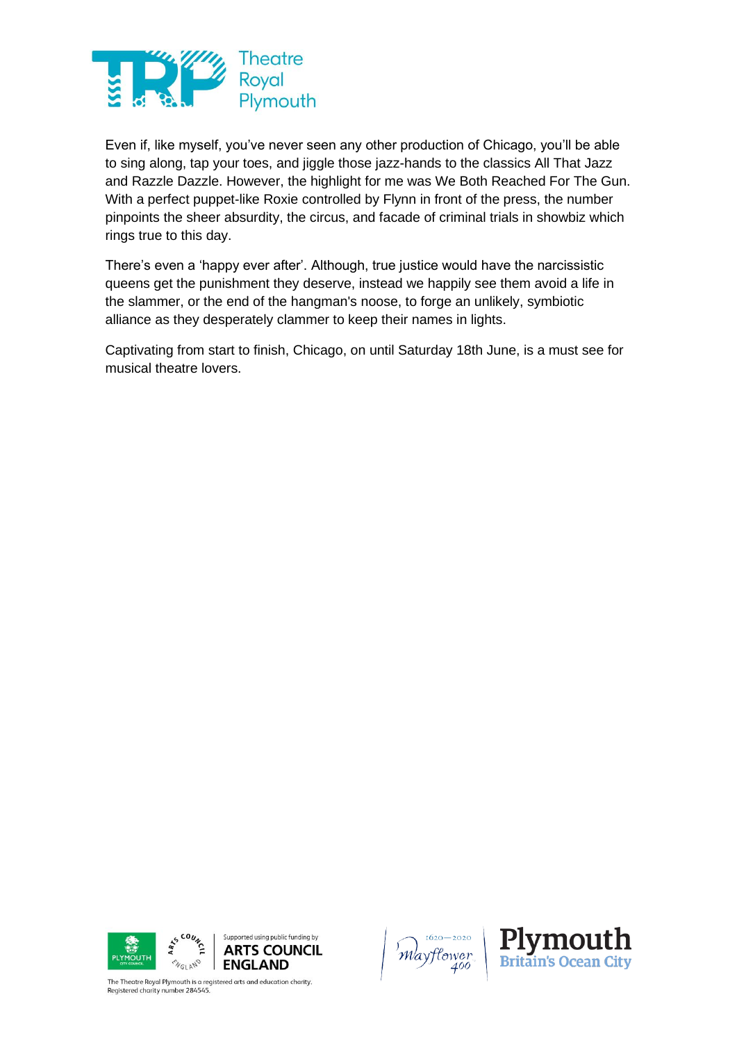Even if, like myself, you've never seen any other production of Chicago, you'll be able to sing along, tap your toes, and jiggle those jazz-hands to the classics All That Jazz and Razzle Dazzle. However, the highlight for me was We Both Reached For The Gun. With a perfect puppet-like Roxie controlled by Flynn in front of the press, the number pinpoints the sheer absurdity, the circus, and facade of criminal trials in showbiz which rings true to this day.

There's even a 'happy ever after'. Although, true justice would have the narcissistic queens get the punishment they deserve, instead we happily see them avoid a life in the slammer, or the end of the hangman's noose, to forge an unlikely, symbiotic alliance as they desperately clammer to keep their names in lights.

Captivating from start to finish, Chicago, on until Saturday 18th June, is a must see for musical theatre lovers.